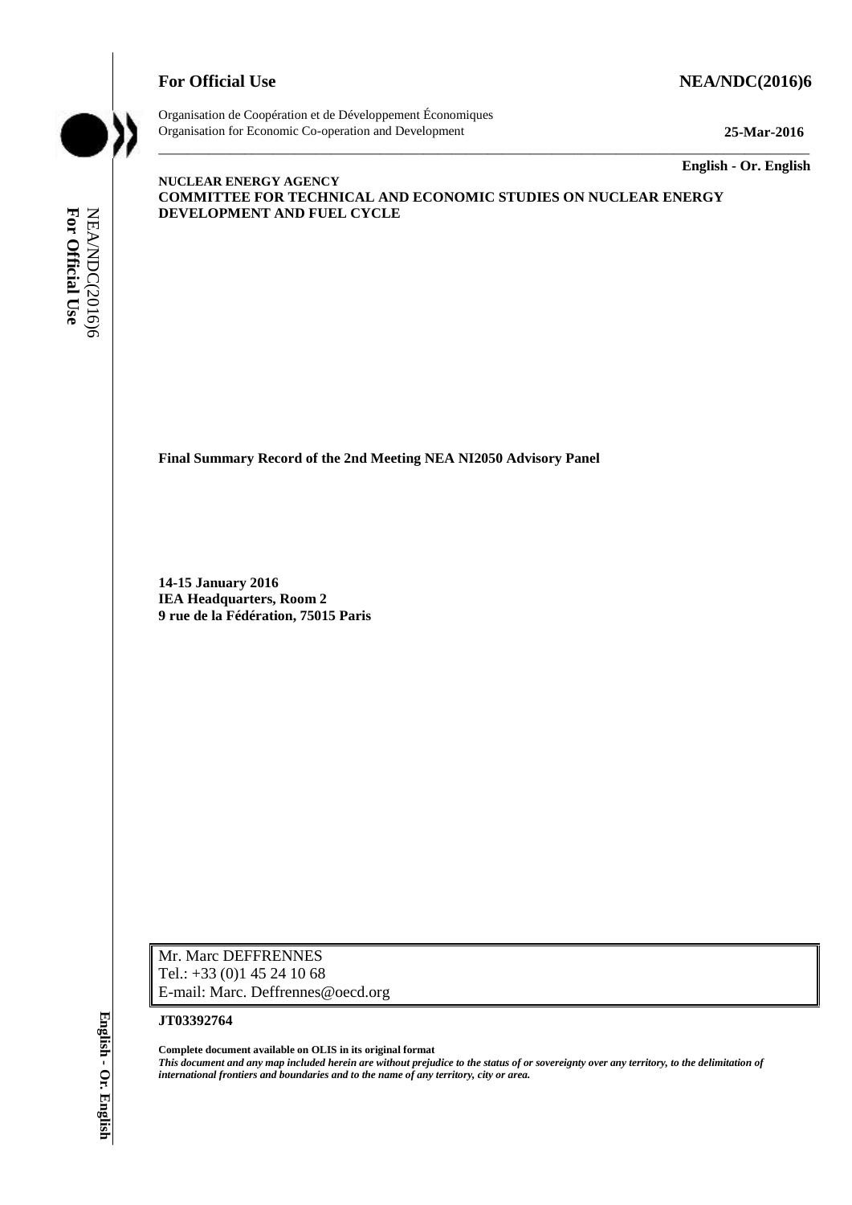**For Official Use** **NEA/NDC(2016)6**

Organisation de Coopération et de Développement Économiques
Organisation for Economic Co-operation and Development **25-Mar-2016**

**English - Or. English**

**NUCLEAR ENERGY AGENCY**
**COMMITTEE FOR TECHNICAL AND ECONOMIC STUDIES ON NUCLEAR ENERGY DEVELOPMENT AND FUEL CYCLE**

**Final Summary Record of the 2nd Meeting NEA NI2050 Advisory Panel**

**14-15 January 2016**
**IEA Headquarters, Room 2**
**9 rue de la Fédération, 75015 Paris**

Mr. Marc DEFFRENNES
Tel.: +33 (0)1 45 24 10 68
E-mail: Marc. Deffrennes@oecd.org

**JT03392764**

**Complete document available on OLIS in its original format**
***This document and any map included herein are without prejudice to the status of or sovereignty over any territory, to the delimitation of international frontiers and boundaries and to the name of any territory, city or area.***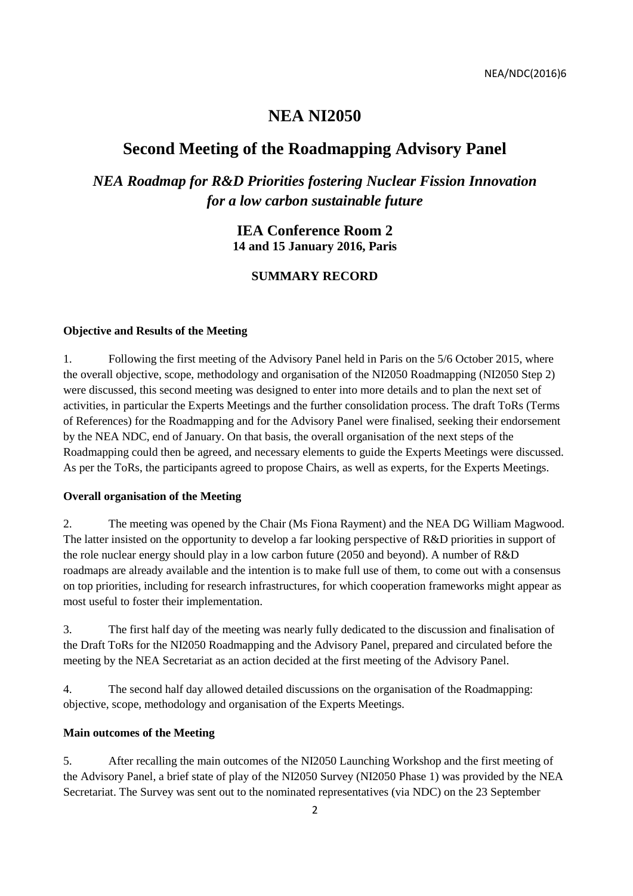# NEA NI2050

## Second Meeting of the Roadmapping Advisory Panel

### *NEA Roadmap for R&D Priorities fostering Nuclear Fission Innovation for a low carbon sustainable future*

**IEA Conference Room 2**
**14 and 15 January 2016, Paris**

**SUMMARY RECORD**

**Objective and Results of the Meeting**

1. Following the first meeting of the Advisory Panel held in Paris on the 5/6 October 2015, where the overall objective, scope, methodology and organisation of the NI2050 Roadmapping (NI2050 Step 2) were discussed, this second meeting was designed to enter into more details and to plan the next set of activities, in particular the Experts Meetings and the further consolidation process. The draft ToRs (Terms of References) for the Roadmapping and for the Advisory Panel were finalised, seeking their endorsement by the NEA NDC, end of January. On that basis, the overall organisation of the next steps of the Roadmapping could then be agreed, and necessary elements to guide the Experts Meetings were discussed. As per the ToRs, the participants agreed to propose Chairs, as well as experts, for the Experts Meetings.

**Overall organisation of the Meeting**

2. The meeting was opened by the Chair (Ms Fiona Rayment) and the NEA DG William Magwood. The latter insisted on the opportunity to develop a far looking perspective of R&D priorities in support of the role nuclear energy should play in a low carbon future (2050 and beyond). A number of R&D roadmaps are already available and the intention is to make full use of them, to come out with a consensus on top priorities, including for research infrastructures, for which cooperation frameworks might appear as most useful to foster their implementation.

3. The first half day of the meeting was nearly fully dedicated to the discussion and finalisation of the Draft ToRs for the NI2050 Roadmapping and the Advisory Panel, prepared and circulated before the meeting by the NEA Secretariat as an action decided at the first meeting of the Advisory Panel.

4. The second half day allowed detailed discussions on the organisation of the Roadmapping: objective, scope, methodology and organisation of the Experts Meetings.

**Main outcomes of the Meeting**

5. After recalling the main outcomes of the NI2050 Launching Workshop and the first meeting of the Advisory Panel, a brief state of play of the NI2050 Survey (NI2050 Phase 1) was provided by the NEA Secretariat. The Survey was sent out to the nominated representatives (via NDC) on the 23 September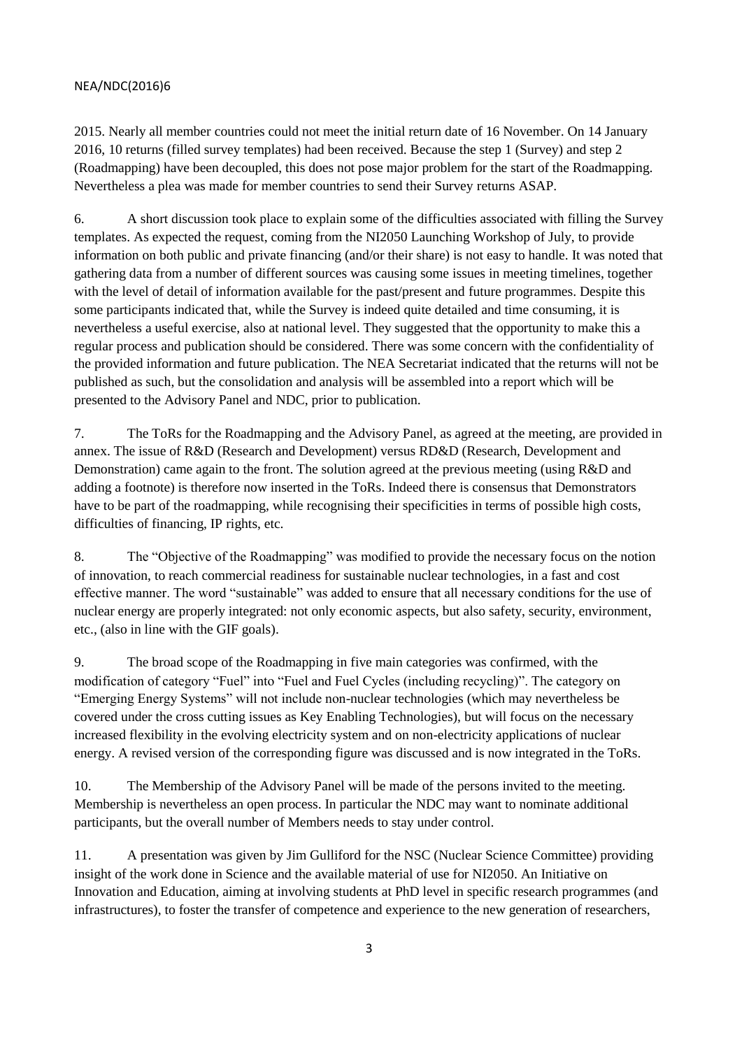2015. Nearly all member countries could not meet the initial return date of 16 November. On 14 January 2016, 10 returns (filled survey templates) had been received. Because the step 1 (Survey) and step 2 (Roadmapping) have been decoupled, this does not pose major problem for the start of the Roadmapping. Nevertheless a plea was made for member countries to send their Survey returns ASAP.

6. A short discussion took place to explain some of the difficulties associated with filling the Survey templates. As expected the request, coming from the NI2050 Launching Workshop of July, to provide information on both public and private financing (and/or their share) is not easy to handle. It was noted that gathering data from a number of different sources was causing some issues in meeting timelines, together with the level of detail of information available for the past/present and future programmes. Despite this some participants indicated that, while the Survey is indeed quite detailed and time consuming, it is nevertheless a useful exercise, also at national level. They suggested that the opportunity to make this a regular process and publication should be considered. There was some concern with the confidentiality of the provided information and future publication. The NEA Secretariat indicated that the returns will not be published as such, but the consolidation and analysis will be assembled into a report which will be presented to the Advisory Panel and NDC, prior to publication.

7. The ToRs for the Roadmapping and the Advisory Panel, as agreed at the meeting, are provided in annex. The issue of R&D (Research and Development) versus RD&D (Research, Development and Demonstration) came again to the front. The solution agreed at the previous meeting (using R&D and adding a footnote) is therefore now inserted in the ToRs. Indeed there is consensus that Demonstrators have to be part of the roadmapping, while recognising their specificities in terms of possible high costs, difficulties of financing, IP rights, etc.

8. The "Objective of the Roadmapping" was modified to provide the necessary focus on the notion of innovation, to reach commercial readiness for sustainable nuclear technologies, in a fast and cost effective manner. The word "sustainable" was added to ensure that all necessary conditions for the use of nuclear energy are properly integrated: not only economic aspects, but also safety, security, environment, etc., (also in line with the GIF goals).

9. The broad scope of the Roadmapping in five main categories was confirmed, with the modification of category "Fuel" into "Fuel and Fuel Cycles (including recycling)". The category on "Emerging Energy Systems" will not include non-nuclear technologies (which may nevertheless be covered under the cross cutting issues as Key Enabling Technologies), but will focus on the necessary increased flexibility in the evolving electricity system and on non-electricity applications of nuclear energy. A revised version of the corresponding figure was discussed and is now integrated in the ToRs.

10. The Membership of the Advisory Panel will be made of the persons invited to the meeting. Membership is nevertheless an open process. In particular the NDC may want to nominate additional participants, but the overall number of Members needs to stay under control.

11. A presentation was given by Jim Gulliford for the NSC (Nuclear Science Committee) providing insight of the work done in Science and the available material of use for NI2050. An Initiative on Innovation and Education, aiming at involving students at PhD level in specific research programmes (and infrastructures), to foster the transfer of competence and experience to the new generation of researchers,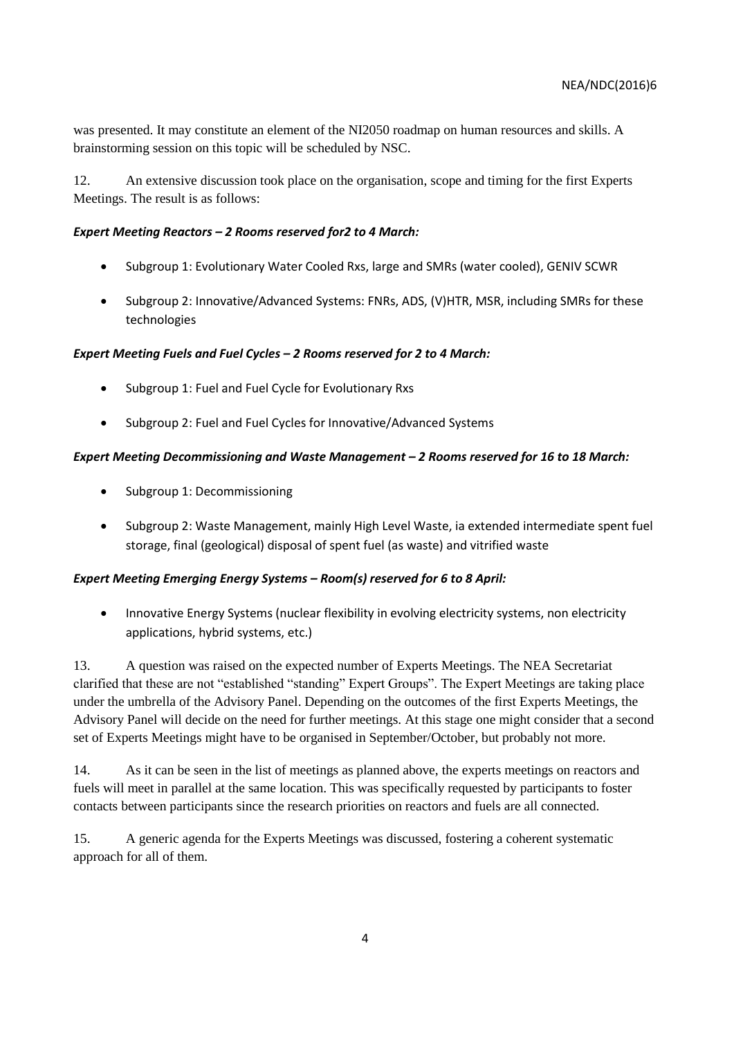was presented. It may constitute an element of the NI2050 roadmap on human resources and skills. A brainstorming session on this topic will be scheduled by NSC.

12. An extensive discussion took place on the organisation, scope and timing for the first Experts Meetings. The result is as follows:

***Expert Meeting Reactors – 2 Rooms reserved for2 to 4 March:***

- Subgroup 1: Evolutionary Water Cooled Rxs, large and SMRs (water cooled), GENIV SCWR
- Subgroup 2: Innovative/Advanced Systems: FNRs, ADS, (V)HTR, MSR, including SMRs for these technologies

***Expert Meeting Fuels and Fuel Cycles – 2 Rooms reserved for 2 to 4 March:***

- Subgroup 1: Fuel and Fuel Cycle for Evolutionary Rxs
- Subgroup 2: Fuel and Fuel Cycles for Innovative/Advanced Systems

***Expert Meeting Decommissioning and Waste Management – 2 Rooms reserved for 16 to 18 March:***

- Subgroup 1: Decommissioning
- Subgroup 2: Waste Management, mainly High Level Waste, ia extended intermediate spent fuel storage, final (geological) disposal of spent fuel (as waste) and vitrified waste

***Expert Meeting Emerging Energy Systems – Room(s) reserved for 6 to 8 April:***

- Innovative Energy Systems (nuclear flexibility in evolving electricity systems, non electricity applications, hybrid systems, etc.)

13. A question was raised on the expected number of Experts Meetings. The NEA Secretariat clarified that these are not "established "standing" Expert Groups". The Expert Meetings are taking place under the umbrella of the Advisory Panel. Depending on the outcomes of the first Experts Meetings, the Advisory Panel will decide on the need for further meetings. At this stage one might consider that a second set of Experts Meetings might have to be organised in September/October, but probably not more.

14. As it can be seen in the list of meetings as planned above, the experts meetings on reactors and fuels will meet in parallel at the same location. This was specifically requested by participants to foster contacts between participants since the research priorities on reactors and fuels are all connected.

15. A generic agenda for the Experts Meetings was discussed, fostering a coherent systematic approach for all of them.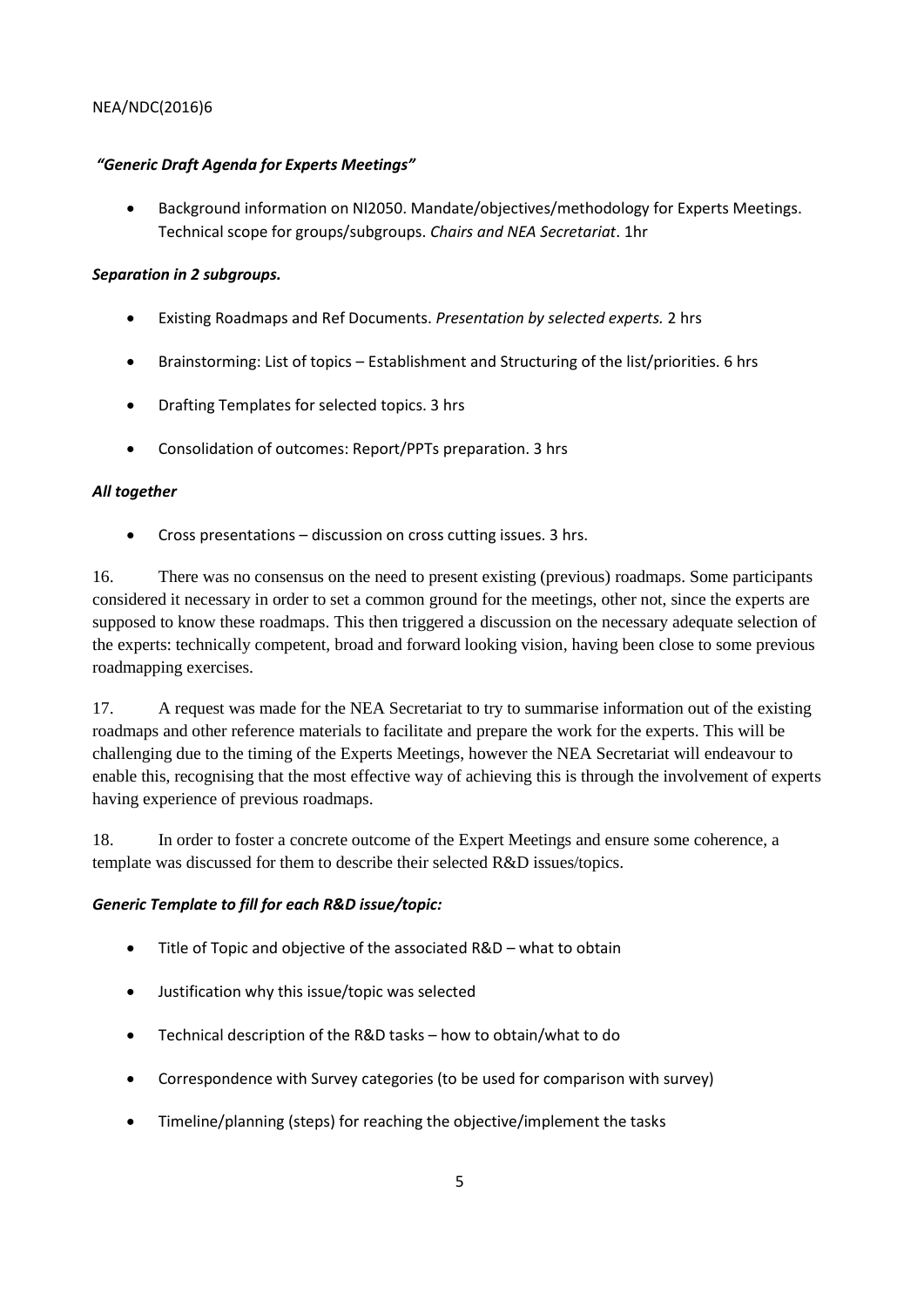*"Generic Draft Agenda for Experts Meetings"*

- Background information on NI2050. Mandate/objectives/methodology for Experts Meetings. Technical scope for groups/subgroups. *Chairs and NEA Secretariat*. 1hr

***Separation in 2 subgroups.***

- Existing Roadmaps and Ref Documents. *Presentation by selected experts.* 2 hrs
- Brainstorming: List of topics – Establishment and Structuring of the list/priorities. 6 hrs
- Drafting Templates for selected topics. 3 hrs
- Consolidation of outcomes: Report/PPTs preparation. 3 hrs

***All together***

- Cross presentations – discussion on cross cutting issues. 3 hrs.

16. There was no consensus on the need to present existing (previous) roadmaps. Some participants considered it necessary in order to set a common ground for the meetings, other not, since the experts are supposed to know these roadmaps. This then triggered a discussion on the necessary adequate selection of the experts: technically competent, broad and forward looking vision, having been close to some previous roadmapping exercises.

17. A request was made for the NEA Secretariat to try to summarise information out of the existing roadmaps and other reference materials to facilitate and prepare the work for the experts. This will be challenging due to the timing of the Experts Meetings, however the NEA Secretariat will endeavour to enable this, recognising that the most effective way of achieving this is through the involvement of experts having experience of previous roadmaps.

18. In order to foster a concrete outcome of the Expert Meetings and ensure some coherence, a template was discussed for them to describe their selected R&D issues/topics.

***Generic Template to fill for each R&D issue/topic:***

- Title of Topic and objective of the associated R&D – what to obtain
- Justification why this issue/topic was selected
- Technical description of the R&D tasks – how to obtain/what to do
- Correspondence with Survey categories (to be used for comparison with survey)
- Timeline/planning (steps) for reaching the objective/implement the tasks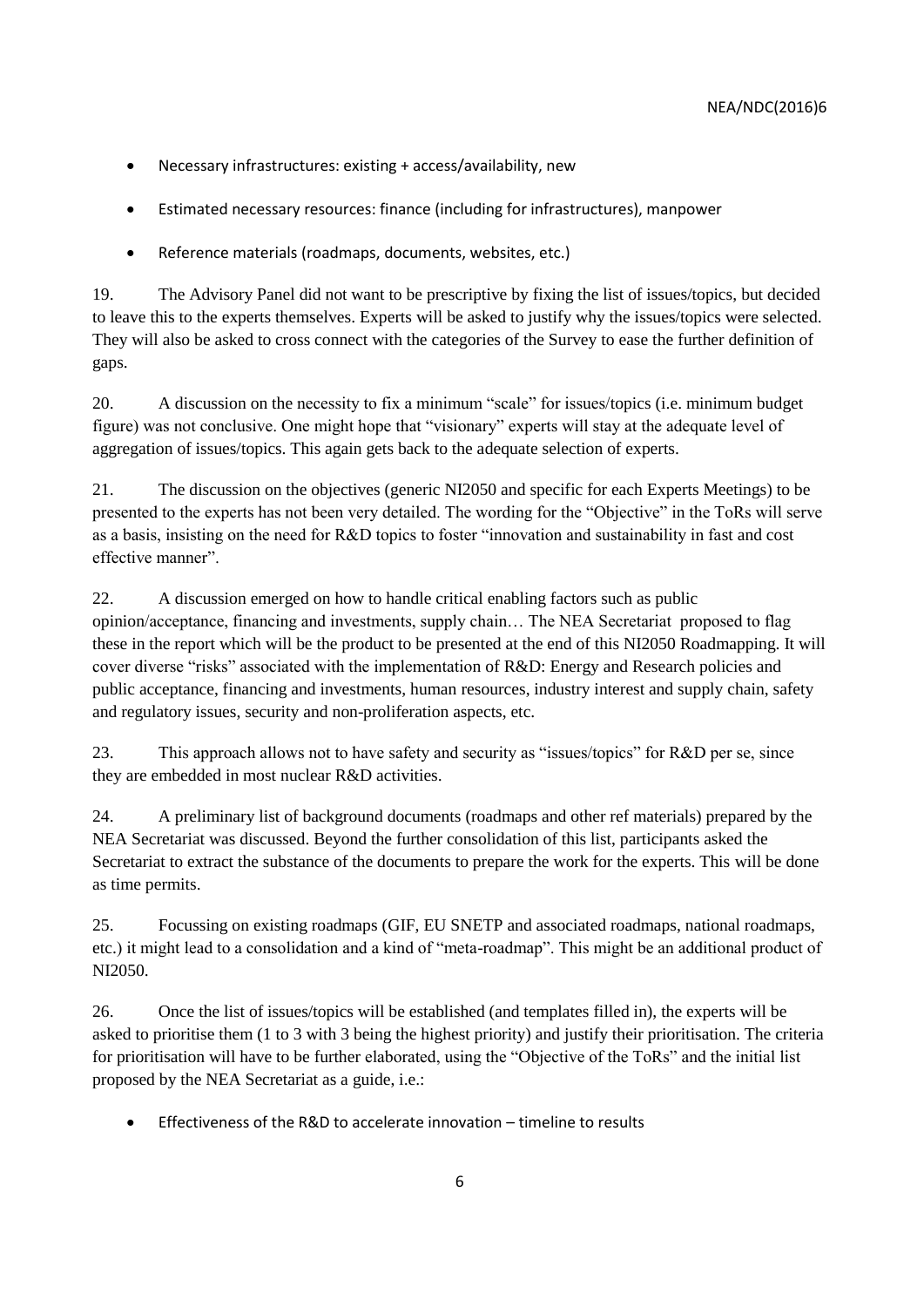- Necessary infrastructures: existing + access/availability, new
- Estimated necessary resources: finance (including for infrastructures), manpower
- Reference materials (roadmaps, documents, websites, etc.)

19. The Advisory Panel did not want to be prescriptive by fixing the list of issues/topics, but decided to leave this to the experts themselves. Experts will be asked to justify why the issues/topics were selected. They will also be asked to cross connect with the categories of the Survey to ease the further definition of gaps.

20. A discussion on the necessity to fix a minimum "scale" for issues/topics (i.e. minimum budget figure) was not conclusive. One might hope that "visionary" experts will stay at the adequate level of aggregation of issues/topics. This again gets back to the adequate selection of experts.

21. The discussion on the objectives (generic NI2050 and specific for each Experts Meetings) to be presented to the experts has not been very detailed. The wording for the "Objective" in the ToRs will serve as a basis, insisting on the need for R&D topics to foster "innovation and sustainability in fast and cost effective manner".

22. A discussion emerged on how to handle critical enabling factors such as public opinion/acceptance, financing and investments, supply chain… The NEA Secretariat proposed to flag these in the report which will be the product to be presented at the end of this NI2050 Roadmapping. It will cover diverse "risks" associated with the implementation of R&D: Energy and Research policies and public acceptance, financing and investments, human resources, industry interest and supply chain, safety and regulatory issues, security and non-proliferation aspects, etc.

23. This approach allows not to have safety and security as "issues/topics" for R&D per se, since they are embedded in most nuclear R&D activities.

24. A preliminary list of background documents (roadmaps and other ref materials) prepared by the NEA Secretariat was discussed. Beyond the further consolidation of this list, participants asked the Secretariat to extract the substance of the documents to prepare the work for the experts. This will be done as time permits.

25. Focussing on existing roadmaps (GIF, EU SNETP and associated roadmaps, national roadmaps, etc.) it might lead to a consolidation and a kind of "meta-roadmap". This might be an additional product of NI2050.

26. Once the list of issues/topics will be established (and templates filled in), the experts will be asked to prioritise them (1 to 3 with 3 being the highest priority) and justify their prioritisation. The criteria for prioritisation will have to be further elaborated, using the "Objective of the ToRs" and the initial list proposed by the NEA Secretariat as a guide, i.e.:

- Effectiveness of the R&D to accelerate innovation – timeline to results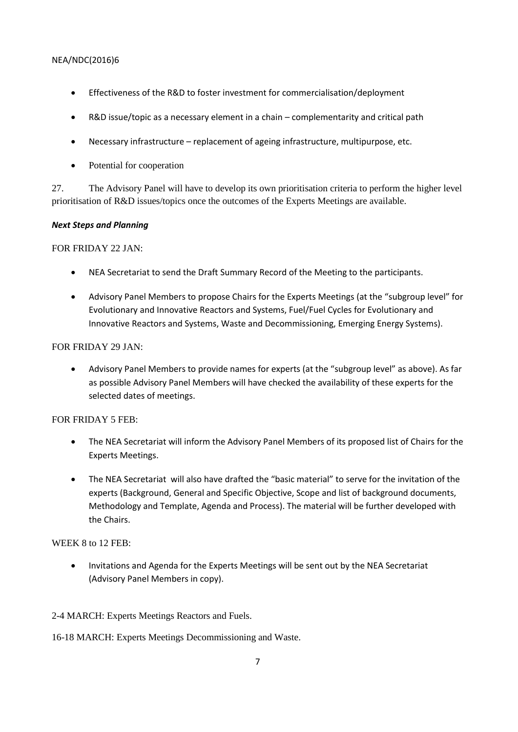- Effectiveness of the R&D to foster investment for commercialisation/deployment
- R&D issue/topic as a necessary element in a chain – complementarity and critical path
- Necessary infrastructure – replacement of ageing infrastructure, multipurpose, etc.
- Potential for cooperation

27. The Advisory Panel will have to develop its own prioritisation criteria to perform the higher level prioritisation of R&D issues/topics once the outcomes of the Experts Meetings are available.

***Next Steps and Planning***

FOR FRIDAY 22 JAN:

- NEA Secretariat to send the Draft Summary Record of the Meeting to the participants.
- Advisory Panel Members to propose Chairs for the Experts Meetings (at the "subgroup level" for Evolutionary and Innovative Reactors and Systems, Fuel/Fuel Cycles for Evolutionary and Innovative Reactors and Systems, Waste and Decommissioning, Emerging Energy Systems).

FOR FRIDAY 29 JAN:

- Advisory Panel Members to provide names for experts (at the "subgroup level" as above). As far as possible Advisory Panel Members will have checked the availability of these experts for the selected dates of meetings.

FOR FRIDAY 5 FEB:

- The NEA Secretariat will inform the Advisory Panel Members of its proposed list of Chairs for the Experts Meetings.
- The NEA Secretariat will also have drafted the "basic material" to serve for the invitation of the experts (Background, General and Specific Objective, Scope and list of background documents, Methodology and Template, Agenda and Process). The material will be further developed with the Chairs.

WEEK 8 to 12 FEB:

- Invitations and Agenda for the Experts Meetings will be sent out by the NEA Secretariat (Advisory Panel Members in copy).

2-4 MARCH: Experts Meetings Reactors and Fuels.

16-18 MARCH: Experts Meetings Decommissioning and Waste.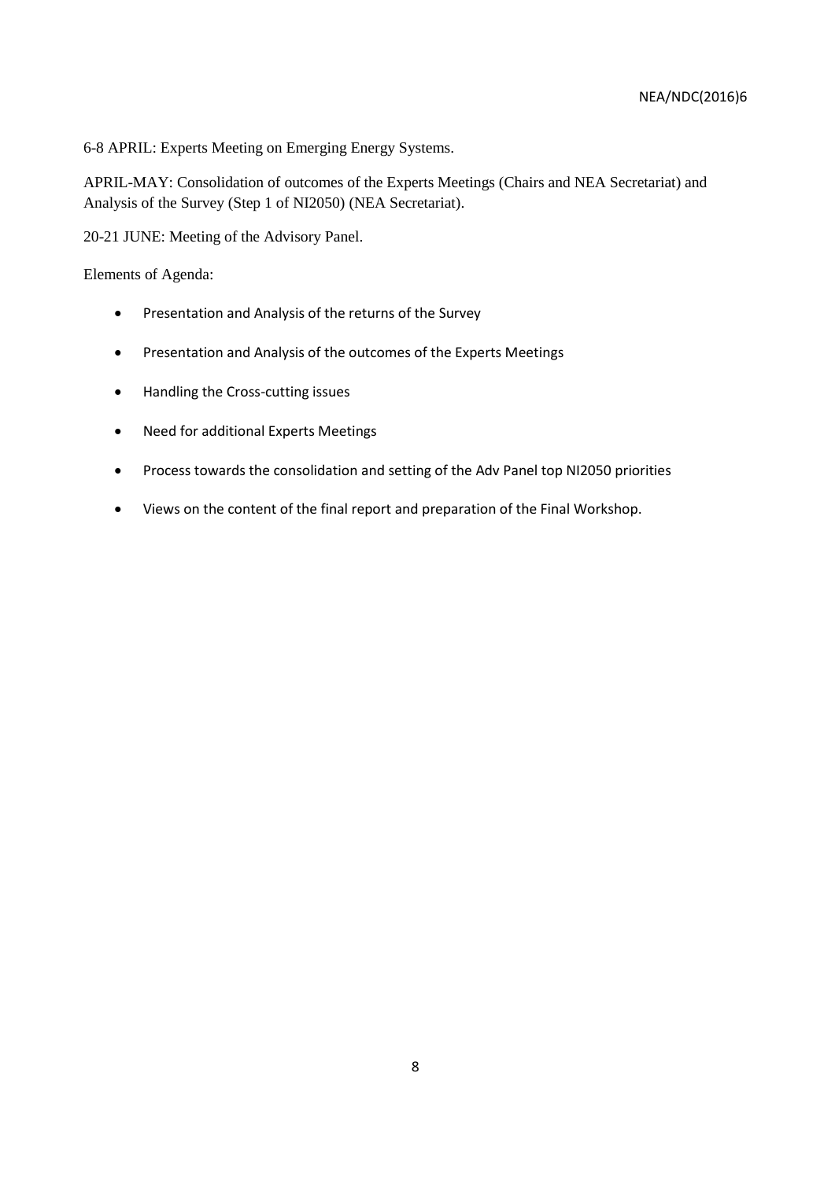6-8 APRIL: Experts Meeting on Emerging Energy Systems.

APRIL-MAY: Consolidation of outcomes of the Experts Meetings (Chairs and NEA Secretariat) and Analysis of the Survey (Step 1 of NI2050) (NEA Secretariat).

20-21 JUNE: Meeting of the Advisory Panel.

Elements of Agenda:

- Presentation and Analysis of the returns of the Survey
- Presentation and Analysis of the outcomes of the Experts Meetings
- Handling the Cross-cutting issues
- Need for additional Experts Meetings
- Process towards the consolidation and setting of the Adv Panel top NI2050 priorities
- Views on the content of the final report and preparation of the Final Workshop.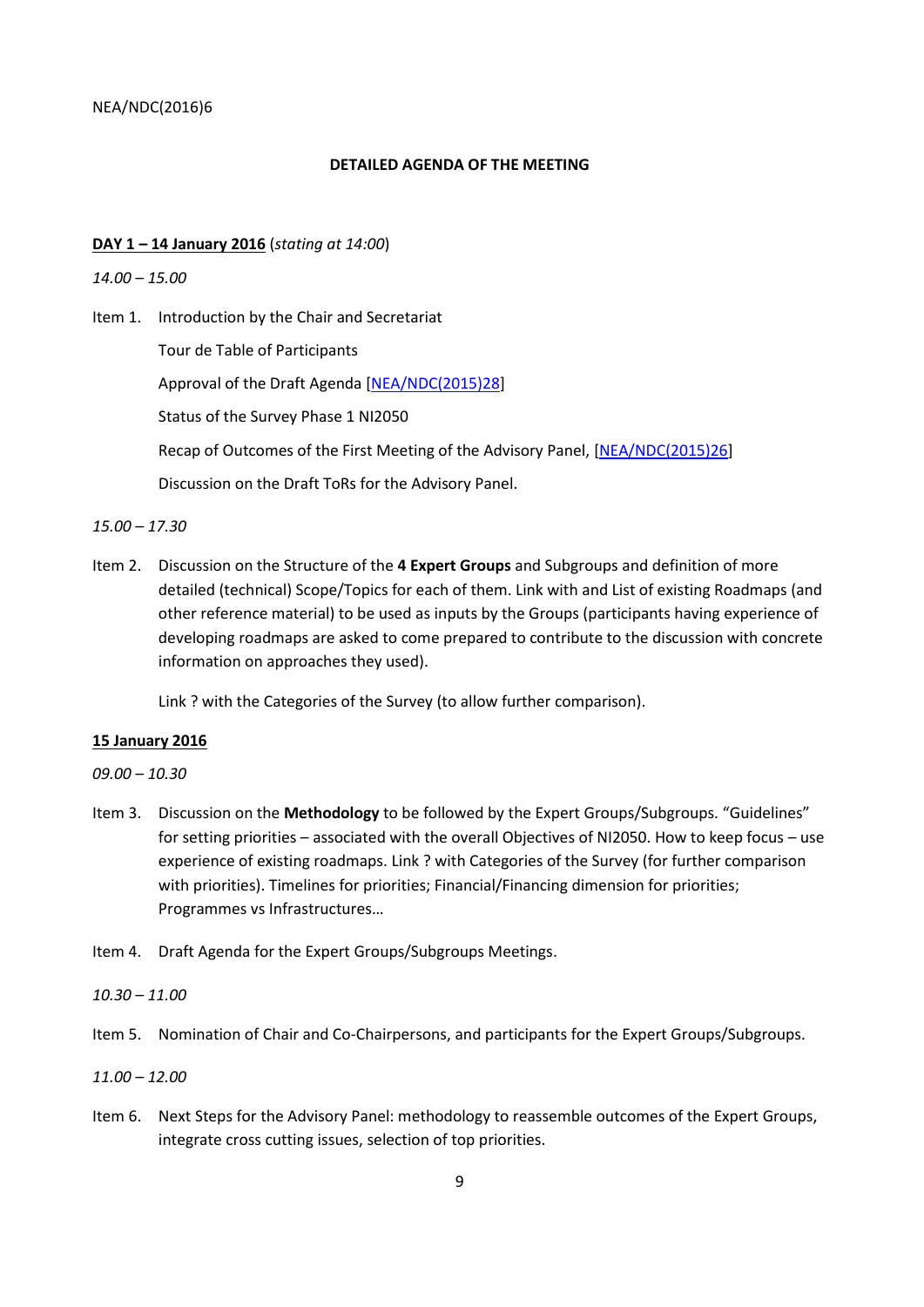NEA/NDC(2016)6

**DETAILED AGENDA OF THE MEETING**

**DAY 1 – 14 January 2016** (*stating at 14:00*)

*14.00 – 15.00*

Item 1. Introduction by the Chair and Secretariat

Tour de Table of Participants

Approval of the Draft Agenda [NEA/NDC(2015)28]

Status of the Survey Phase 1 NI2050

Recap of Outcomes of the First Meeting of the Advisory Panel, [NEA/NDC(2015)26]

Discussion on the Draft ToRs for the Advisory Panel.

*15.00 – 17.30*

Item 2. Discussion on the Structure of the **4 Expert Groups** and Subgroups and definition of more detailed (technical) Scope/Topics for each of them. Link with and List of existing Roadmaps (and other reference material) to be used as inputs by the Groups (participants having experience of developing roadmaps are asked to come prepared to contribute to the discussion with concrete information on approaches they used).

Link ? with the Categories of the Survey (to allow further comparison).

**15 January 2016**

*09.00 – 10.30*

Item 3. Discussion on the **Methodology** to be followed by the Expert Groups/Subgroups. "Guidelines" for setting priorities – associated with the overall Objectives of NI2050. How to keep focus – use experience of existing roadmaps. Link ? with Categories of the Survey (for further comparison with priorities). Timelines for priorities; Financial/Financing dimension for priorities; Programmes vs Infrastructures…

Item 4. Draft Agenda for the Expert Groups/Subgroups Meetings.

*10.30 – 11.00*

Item 5. Nomination of Chair and Co-Chairpersons, and participants for the Expert Groups/Subgroups.

*11.00 – 12.00*

Item 6. Next Steps for the Advisory Panel: methodology to reassemble outcomes of the Expert Groups, integrate cross cutting issues, selection of top priorities.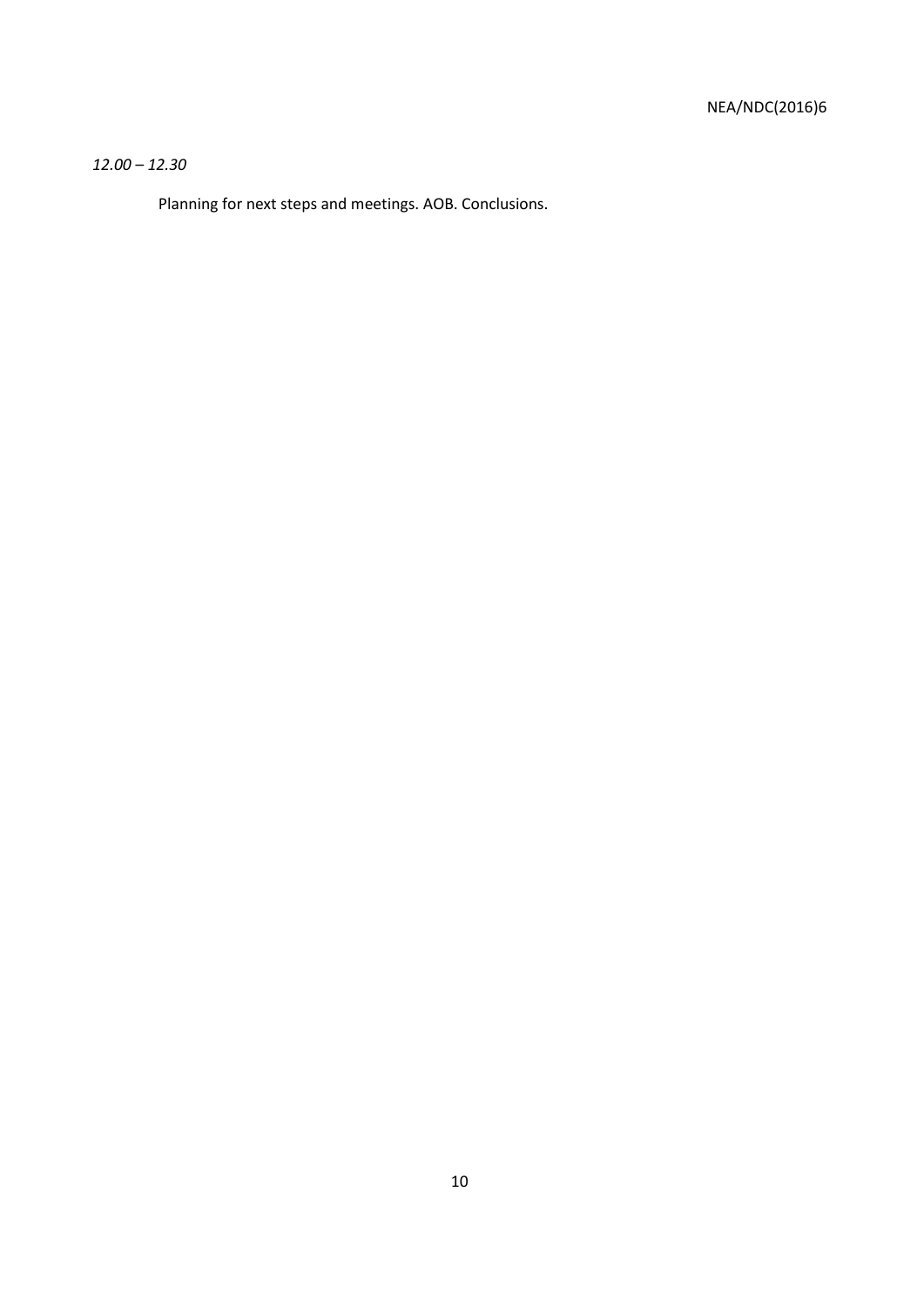*12.00 – 12.30*

Planning for next steps and meetings. AOB. Conclusions.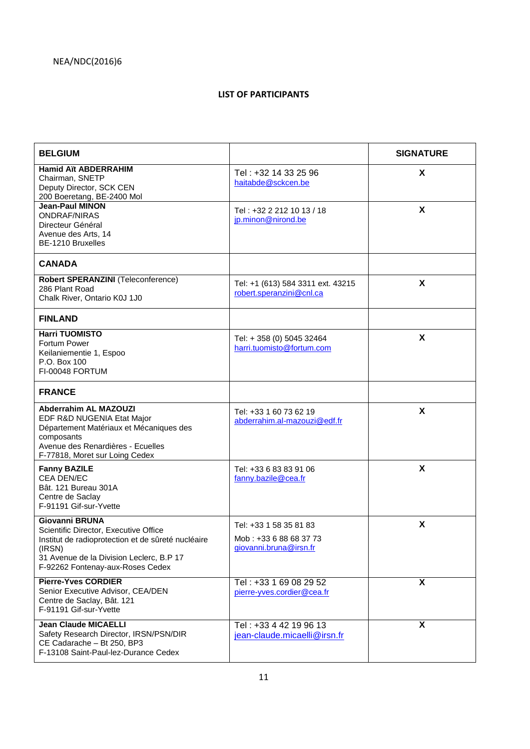## LIST OF PARTICIPANTS

| BELGIUM | | SIGNATURE |
|---|---|---|
| **Hamid Aït ABDERRAHIM**<br>Chairman, SNETP<br>Deputy Director, SCK CEN<br>200 Boeretang, BE-2400 Mol | Tel : +32 14 33 25 96<br>haitabde@sckcen.be | X |
| **Jean-Paul MINON**<br>ONDRAF/NIRAS<br>Directeur Général<br>Avenue des Arts, 14<br>BE-1210 Bruxelles | Tel : +32 2 212 10 13 / 18<br>jp.minon@nirond.be | X |
| **CANADA** | | |
| **Robert SPERANZINI** (Teleconference)<br>286 Plant Road<br>Chalk River, Ontario K0J 1J0 | Tel: +1 (613) 584 3311 ext. 43215<br>robert.speranzini@cnl.ca | X |
| **FINLAND** | | |
| **Harri TUOMISTO**<br>Fortum Power<br>Keilaniementie 1, Espoo<br>P.O. Box 100<br>FI-00048 FORTUM | Tel: + 358 (0) 5045 32464<br>harri.tuomisto@fortum.com | X |
| **FRANCE** | | |
| **Abderrahim AL MAZOUZI**<br>EDF R&D NUGENIA Etat Major<br>Département Matériaux et Mécaniques des composants<br>Avenue des Renardières - Ecuelles<br>F-77818, Moret sur Loing Cedex | Tel: +33 1 60 73 62 19<br>abderrahim.al-mazouzi@edf.fr | X |
| **Fanny BAZILE**<br>CEA DEN/EC<br>Bât. 121 Bureau 301A<br>Centre de Saclay<br>F-91191 Gif-sur-Yvette | Tel: +33 6 83 83 91 06<br>fanny.bazile@cea.fr | X |
| **Giovanni BRUNA**<br>Scientific Director, Executive Office<br>Institut de radioprotection et de sûreté nucléaire (IRSN)<br>31 Avenue de la Division Leclerc, B.P 17<br>F-92262 Fontenay-aux-Roses Cedex | Tel: +33 1 58 35 81 83<br>Mob : +33 6 88 68 37 73<br>giovanni.bruna@irsn.fr | X |
| **Pierre-Yves CORDIER**<br>Senior Executive Advisor, CEA/DEN<br>Centre de Saclay, Bât. 121<br>F-91191 Gif-sur-Yvette | Tel : +33 1 69 08 29 52<br>pierre-yves.cordier@cea.fr | X |
| **Jean Claude MICAELLI**<br>Safety Research Director, IRSN/PSN/DIR<br>CE Cadarache – Bt 250, BP3<br>F-13108 Saint-Paul-lez-Durance Cedex | Tel : +33 4 42 19 96 13<br>jean-claude.micaelli@irsn.fr | X |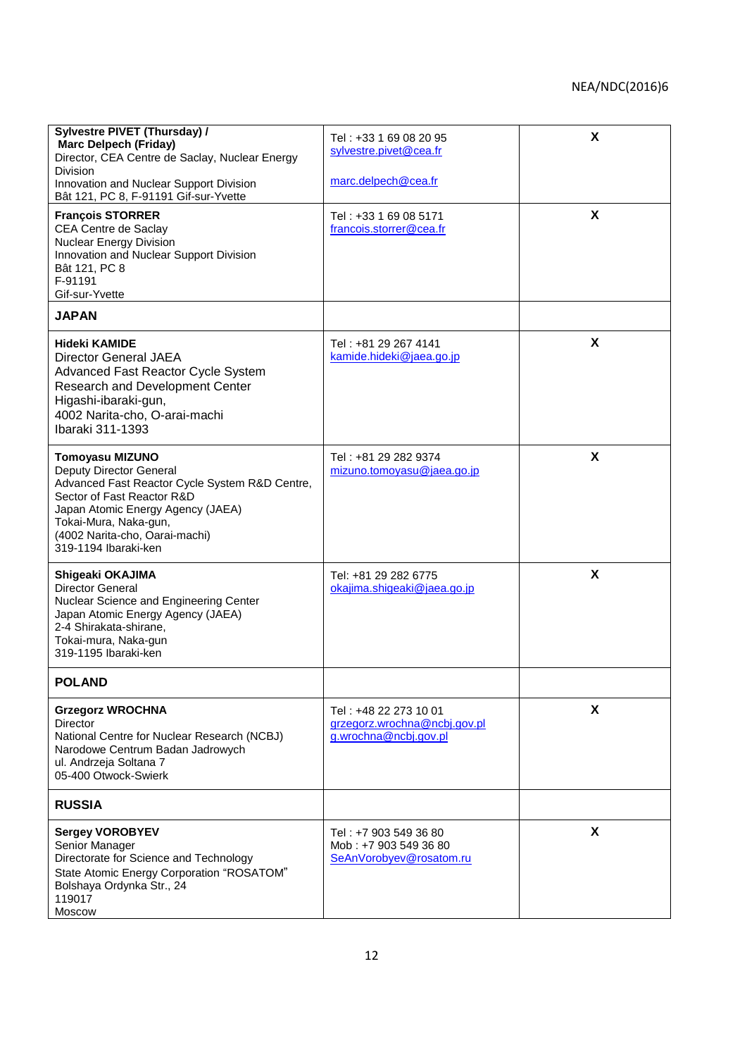| | | |
|---|---|---|
| **Sylvestre PIVET (Thursday) /**<br>**Marc Delpech (Friday)**<br>Director, CEA Centre de Saclay, Nuclear Energy Division<br>Innovation and Nuclear Support Division<br>Bât 121, PC 8, F-91191 Gif-sur-Yvette | Tel : +33 1 69 08 20 95<br>sylvestre.pivet@cea.fr<br><br>marc.delpech@cea.fr | **X** |
| **François STORRER**<br>CEA Centre de Saclay<br>Nuclear Energy Division<br>Innovation and Nuclear Support Division<br>Bât 121, PC 8<br>F-91191<br>Gif-sur-Yvette | Tel : +33 1 69 08 5171<br>francois.storrer@cea.fr | **X** |
| **JAPAN** | | |
| **Hideki KAMIDE**<br>Director General JAEA<br>Advanced Fast Reactor Cycle System Research and Development Center<br>Higashi-ibaraki-gun,<br>4002 Narita-cho, O-arai-machi<br>Ibaraki 311-1393 | Tel : +81 29 267 4141<br>kamide.hideki@jaea.go.jp | **X** |
| **Tomoyasu MIZUNO**<br>Deputy Director General<br>Advanced Fast Reactor Cycle System R&D Centre,<br>Sector of Fast Reactor R&D<br>Japan Atomic Energy Agency (JAEA)<br>Tokai-Mura, Naka-gun,<br>(4002 Narita-cho, Oarai-machi)<br>319-1194 Ibaraki-ken | Tel : +81 29 282 9374<br>mizuno.tomoyasu@jaea.go.jp | **X** |
| **Shigeaki OKAJIMA**<br>Director General<br>Nuclear Science and Engineering Center<br>Japan Atomic Energy Agency (JAEA)<br>2-4 Shirakata-shirane,<br>Tokai-mura, Naka-gun<br>319-1195 Ibaraki-ken | Tel: +81 29 282 6775<br>okajima.shigeaki@jaea.go.jp | **X** |
| **POLAND** | | |
| **Grzegorz WROCHNA**<br>Director<br>National Centre for Nuclear Research (NCBJ)<br>Narodowe Centrum Badan Jadrowych<br>ul. Andrzeja Soltana 7<br>05-400 Otwock-Swierk | Tel : +48 22 273 10 01<br>grzegorz.wrochna@ncbj.gov.pl<br>g.wrochna@ncbj.gov.pl | **X** |
| **RUSSIA** | | |
| **Sergey VOROBYEV**<br>Senior Manager<br>Directorate for Science and Technology<br>State Atomic Energy Corporation "ROSATOM"<br>Bolshaya Ordynka Str., 24<br>119017<br>Moscow | Tel : +7 903 549 36 80<br>Mob : +7 903 549 36 80<br>SeAnVorobyev@rosatom.ru | **X** |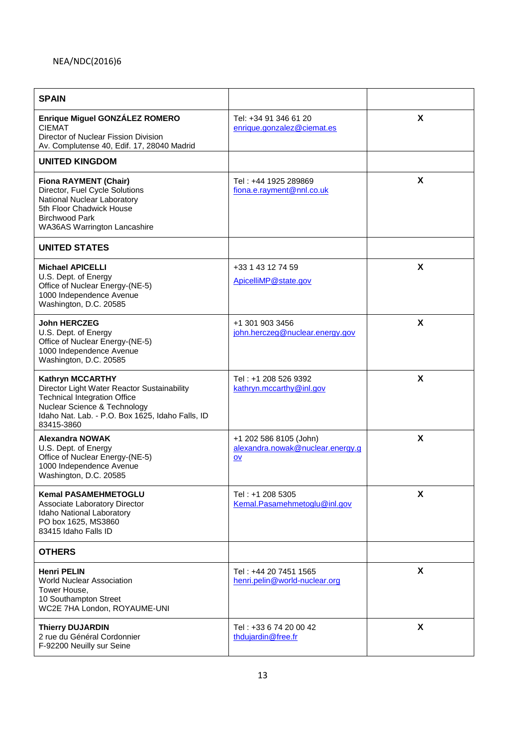| SPAIN | | |
|---|---|---|
| **Enrique Miguel GONZÁLEZ ROMERO**<br>CIEMAT<br>Director of Nuclear Fission Division<br>Av. Complutense 40, Edif. 17, 28040 Madrid | Tel: +34 91 346 61 20<br>enrique.gonzalez@ciemat.es | X |
| **UNITED KINGDOM** | | |
| **Fiona RAYMENT (Chair)**<br>Director, Fuel Cycle Solutions<br>National Nuclear Laboratory<br>5th Floor Chadwick House<br>Birchwood Park<br>WA36AS Warrington Lancashire | Tel : +44 1925 289869<br>fiona.e.rayment@nnl.co.uk | X |
| **UNITED STATES** | | |
| **Michael APICELLI**<br>U.S. Dept. of Energy<br>Office of Nuclear Energy-(NE-5)<br>1000 Independence Avenue<br>Washington, D.C. 20585 | +33 1 43 12 74 59<br>ApicelliMP@state.gov | X |
| **John HERCZEG**<br>U.S. Dept. of Energy<br>Office of Nuclear Energy-(NE-5)<br>1000 Independence Avenue<br>Washington, D.C. 20585 | +1 301 903 3456<br>john.herczeg@nuclear.energy.gov | X |
| **Kathryn MCCARTHY**<br>Director Light Water Reactor Sustainability Technical Integration Office<br>Nuclear Science & Technology<br>Idaho Nat. Lab. - P.O. Box 1625, Idaho Falls, ID 83415-3860 | Tel : +1 208 526 9392<br>kathryn.mccarthy@inl.gov | X |
| **Alexandra NOWAK**<br>U.S. Dept. of Energy<br>Office of Nuclear Energy-(NE-5)<br>1000 Independence Avenue<br>Washington, D.C. 20585 | +1 202 586 8105 (John)<br>alexandra.nowak@nuclear.energy.gov | X |
| **Kemal PASAMEHMETOGLU**<br>Associate Laboratory Director<br>Idaho National Laboratory<br>PO box 1625, MS3860<br>83415 Idaho Falls ID | Tel : +1 208 5305<br>Kemal.Pasamehmetoglu@inl.gov | X |
| **OTHERS** | | |
| **Henri PELIN**<br>World Nuclear Association<br>Tower House,<br>10 Southampton Street<br>WC2E 7HA London, ROYAUME-UNI | Tel : +44 20 7451 1565<br>henri.pelin@world-nuclear.org | X |
| **Thierry DUJARDIN**<br>2 rue du Général Cordonnier<br>F-92200 Neuilly sur Seine | Tel : +33 6 74 20 00 42<br>thdujardin@free.fr | X |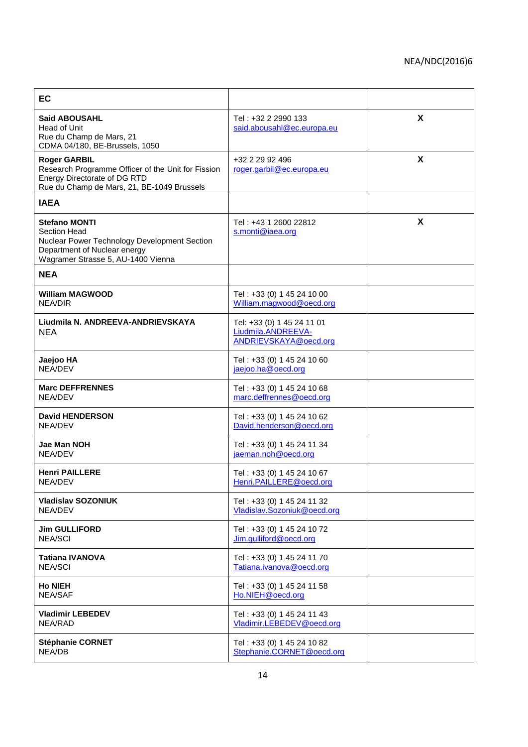| EC | | |
|---|---|---|
| **Said ABOUSAHL**<br>Head of Unit<br>Rue du Champ de Mars, 21<br>CDMA 04/180, BE-Brussels, 1050 | Tel : +32 2 2990 133<br>said.abousahl@ec.europa.eu | X |
| **Roger GARBIL**<br>Research Programme Officer of the Unit for Fission Energy Directorate of DG RTD<br>Rue du Champ de Mars, 21, BE-1049 Brussels | +32 2 29 92 496<br>roger.garbil@ec.europa.eu | X |
| **IAEA** | | |
| **Stefano MONTI**<br>Section Head<br>Nuclear Power Technology Development Section<br>Department of Nuclear energy<br>Wagramer Strasse 5, AU-1400 Vienna | Tel : +43 1 2600 22812<br>s.monti@iaea.org | X |
| **NEA** | | |
| **William MAGWOOD**<br>NEA/DIR | Tel : +33 (0) 1 45 24 10 00<br>William.magwood@oecd.org | |
| **Liudmila N. ANDREEVA-ANDRIEVSKAYA**<br>NEA | Tel: +33 (0) 1 45 24 11 01<br>Liudmila.ANDREEVA-ANDRIEVSKAYA@oecd.org | |
| **Jaejoo HA**<br>NEA/DEV | Tel : +33 (0) 1 45 24 10 60<br>jaejoo.ha@oecd.org | |
| **Marc DEFFRENNES**<br>NEA/DEV | Tel : +33 (0) 1 45 24 10 68<br>marc.deffrennes@oecd.org | |
| **David HENDERSON**<br>NEA/DEV | Tel : +33 (0) 1 45 24 10 62<br>David.henderson@oecd.org | |
| **Jae Man NOH**<br>NEA/DEV | Tel : +33 (0) 1 45 24 11 34<br>jaeman.noh@oecd.org | |
| **Henri PAILLERE**<br>NEA/DEV | Tel : +33 (0) 1 45 24 10 67<br>Henri.PAILLERE@oecd.org | |
| **Vladislav SOZONIUK**<br>NEA/DEV | Tel : +33 (0) 1 45 24 11 32<br>Vladislav.Sozoniuk@oecd.org | |
| **Jim GULLIFORD**<br>NEA/SCI | Tel : +33 (0) 1 45 24 10 72<br>Jim.gulliford@oecd.org | |
| **Tatiana IVANOVA**<br>NEA/SCI | Tel : +33 (0) 1 45 24 11 70<br>Tatiana.ivanova@oecd.org | |
| **Ho NIEH**<br>NEA/SAF | Tel : +33 (0) 1 45 24 11 58<br>Ho.NIEH@oecd.org | |
| **Vladimir LEBEDEV**<br>NEA/RAD | Tel : +33 (0) 1 45 24 11 43<br>Vladimir.LEBEDEV@oecd.org | |
| **Stéphanie CORNET**<br>NEA/DB | Tel : +33 (0) 1 45 24 10 82<br>Stephanie.CORNET@oecd.org | |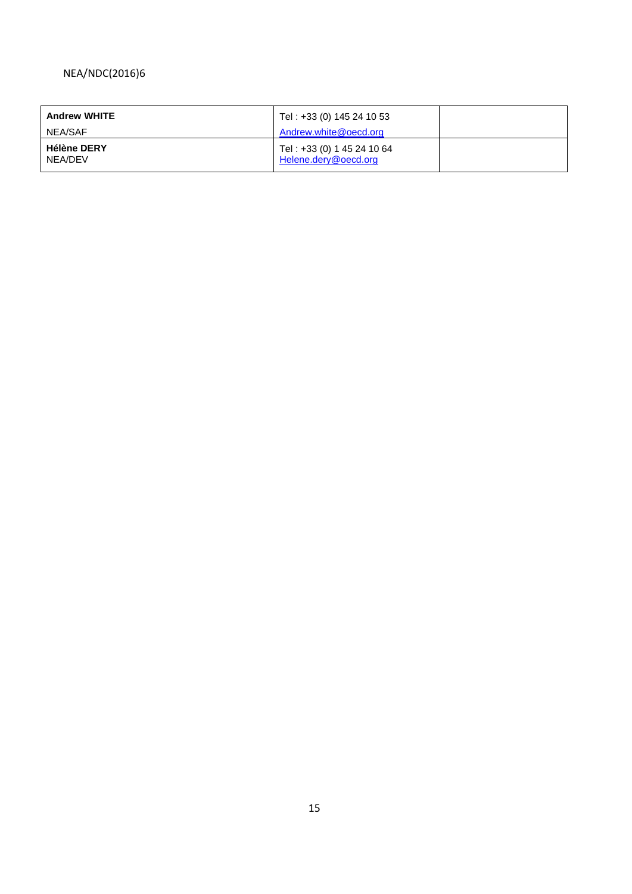| | | |
|---|---|---|
| **Andrew WHITE**<br>NEA/SAF | Tel : +33 (0) 145 24 10 53<br>Andrew.white@oecd.org | |
| **Hélène DERY**<br>NEA/DEV | Tel : +33 (0) 1 45 24 10 64<br>Helene.dery@oecd.org | |